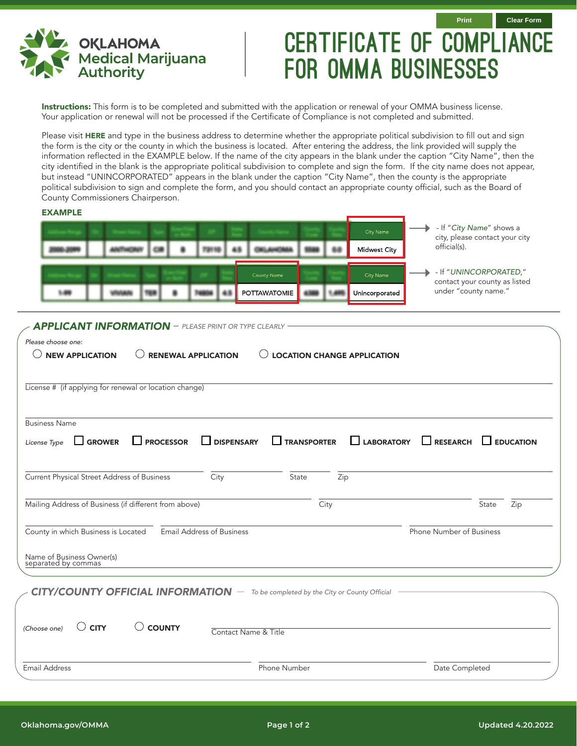Print | Clear Form

OKLAHOMA Medical Marijuana Authority

# CERTIFICATE OF COMPLIANCE FOR OMMA BUSINESSES

**Instructions:** This form is to be completed and submitted with the application or renewal of your OMMA business license. Your application or renewal will not be processed if the Certificate of Compliance is not completed and submitted.

Please visit **HERE** and type in the business address to determine whether the appropriate political subdivision to fill out and sign the form is the city or the county in which the business is located. After entering the address, the link provided will supply the information reflected in the EXAMPLE below. If the name of the city appears in the blank under the caption "City Name", then the city identified in the blank is the appropriate political subdivision to complete and sign the form. If the city name does not appear, but instead "UNINCORPORATED" appears in the blank under the caption "City Name", then the county is the appropriate political subdivision to sign and complete the form, and you should contact an appropriate county official, such as the Board of County Commissioners Chairperson.

**EXAMPLE**

| County Name | City Name |
|---|---|
| | Midwest City |

- If "*City Name*" shows a city, please contact your city official(s).

| County Name | City Name |
|---|---|
| POTTAWATOMIE | Unincorporated |

- If "*UNINCORPORATED*," contact your county as listed under "county name."

## APPLICANT INFORMATION – *PLEASE PRINT OR TYPE CLEARLY*

*Please choose one:*

○ **NEW APPLICATION** ○ **RENEWAL APPLICATION** ○ **LOCATION CHANGE APPLICATION**

License # (if applying for renewal or location change) ______________________

Business Name ______________________

*License Type* ☐ **GROWER** ☐ **PROCESSOR** ☐ **DISPENSARY** ☐ **TRANSPORTER** ☐ **LABORATORY** ☐ **RESEARCH** ☐ **EDUCATION**

Current Physical Street Address of Business ________ City ________ State ________ Zip ________

Mailing Address of Business (if different from above) ________ City ________ State ________ Zip ________

County in which Business is Located ________ Email Address of Business ________ Phone Number of Business ________

Name of Business Owner(s) separated by commas ______________________

## CITY/COUNTY OFFICIAL INFORMATION – *To be completed by the City or County Official*

*(Choose one)* ○ **CITY** ○ **COUNTY** Contact Name & Title ______________________

Email Address ________ Phone Number ________ Date Completed ________

Oklahoma.gov/OMMA

Updated 4.20.2022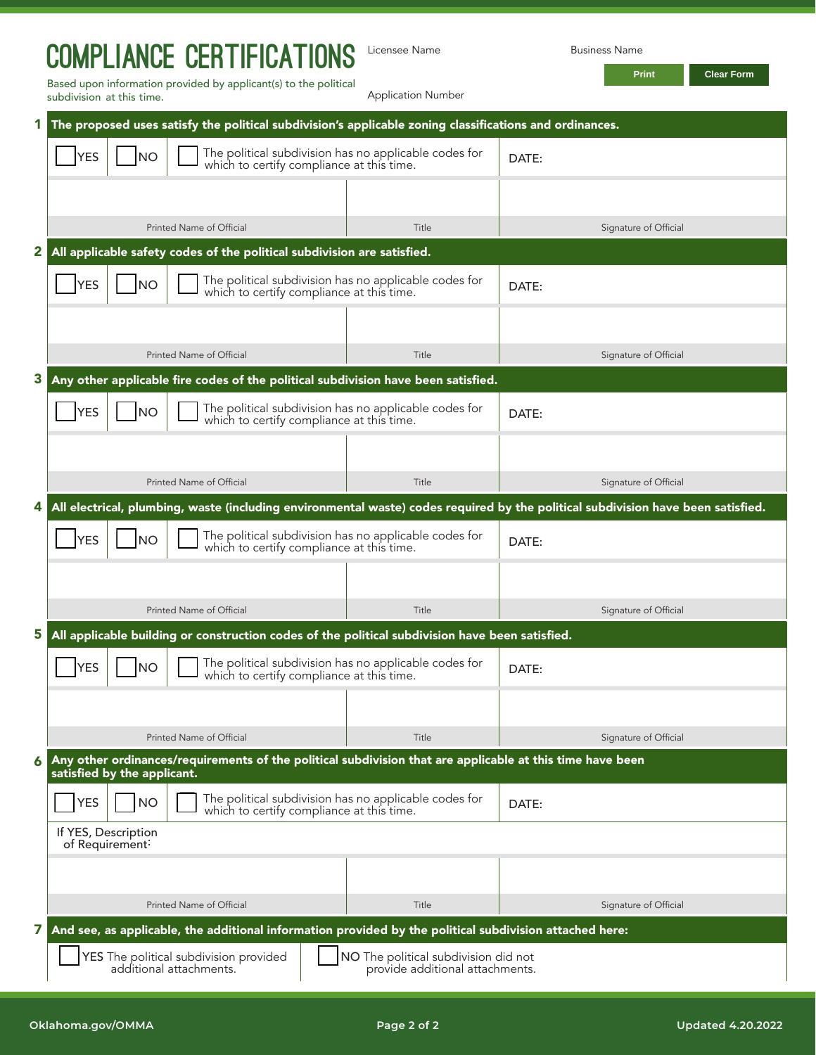# COMPLIANCE CERTIFICATIONS

Based upon information provided by applicant(s) to the political subdivision at this time.

Licensee Name

Business Name

Application Number

Print | Clear Form

**1 The proposed uses satisfy the political subdivision's applicable zoning classifications and ordinances.**

☐ YES ☐ NO ☐ The political subdivision has no applicable codes for which to certify compliance at this time. DATE:

| | | |
|---|---|---|
| | | |
| Printed Name of Official | Title | Signature of Official |

**2 All applicable safety codes of the political subdivision are satisfied.**

☐ YES ☐ NO ☐ The political subdivision has no applicable codes for which to certify compliance at this time. DATE:

| | | |
|---|---|---|
| | | |
| Printed Name of Official | Title | Signature of Official |

**3 Any other applicable fire codes of the political subdivision have been satisfied.**

☐ YES ☐ NO ☐ The political subdivision has no applicable codes for which to certify compliance at this time. DATE:

| | | |
|---|---|---|
| | | |
| Printed Name of Official | Title | Signature of Official |

**4 All electrical, plumbing, waste (including environmental waste) codes required by the political subdivision have been satisfied.**

☐ YES ☐ NO ☐ The political subdivision has no applicable codes for which to certify compliance at this time. DATE:

| | | |
|---|---|---|
| | | |
| Printed Name of Official | Title | Signature of Official |

**5 All applicable building or construction codes of the political subdivision have been satisfied.**

☐ YES ☐ NO ☐ The political subdivision has no applicable codes for which to certify compliance at this time. DATE:

| | | |
|---|---|---|
| | | |
| Printed Name of Official | Title | Signature of Official |

**6 Any other ordinances/requirements of the political subdivision that are applicable at this time have been satisfied by the applicant.**

☐ YES ☐ NO ☐ The political subdivision has no applicable codes for which to certify compliance at this time. DATE:

If YES, Description of Requirement:

| | | |
|---|---|---|
| | | |
| Printed Name of Official | Title | Signature of Official |

**7 And see, as applicable, the additional information provided by the political subdivision attached here:**

☐ YES The political subdivision provided additional attachments. ☐ NO The political subdivision did not provide additional attachments.

Oklahoma.gov/OMMA

Updated 4.20.2022